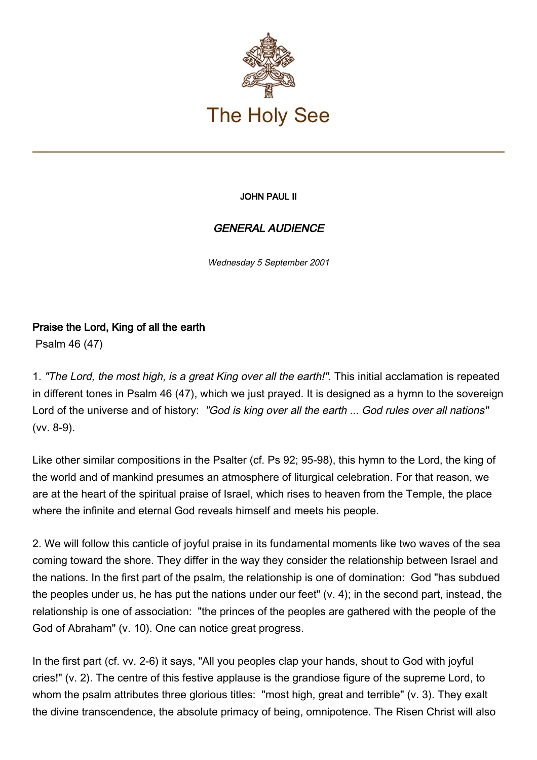# The Holy See

**JOHN PAUL II**

## *GENERAL AUDIENCE*

*Wednesday 5 September 2001*

### Praise the Lord, King of all the earth

Psalm 46 (47)

1. *"The Lord, the most high, is a great King over all the earth!"*. This initial acclamation is repeated in different tones in Psalm 46 (47), which we just prayed. It is designed as a hymn to the sovereign Lord of the universe and of history: *"God is king over all the earth ... God rules over all nations"* (vv. 8-9).

Like other similar compositions in the Psalter (cf. Ps 92; 95-98), this hymn to the Lord, the king of the world and of mankind presumes an atmosphere of liturgical celebration. For that reason, we are at the heart of the spiritual praise of Israel, which rises to heaven from the Temple, the place where the infinite and eternal God reveals himself and meets his people.

2. We will follow this canticle of joyful praise in its fundamental moments like two waves of the sea coming toward the shore. They differ in the way they consider the relationship between Israel and the nations. In the first part of the psalm, the relationship is one of domination: God "has subdued the peoples under us, he has put the nations under our feet" (v. 4); in the second part, instead, the relationship is one of association: "the princes of the peoples are gathered with the people of the God of Abraham" (v. 10). One can notice great progress.

In the first part (cf. vv. 2-6) it says, "All you peoples clap your hands, shout to God with joyful cries!" (v. 2). The centre of this festive applause is the grandiose figure of the supreme Lord, to whom the psalm attributes three glorious titles: "most high, great and terrible" (v. 3). They exalt the divine transcendence, the absolute primacy of being, omnipotence. The Risen Christ will also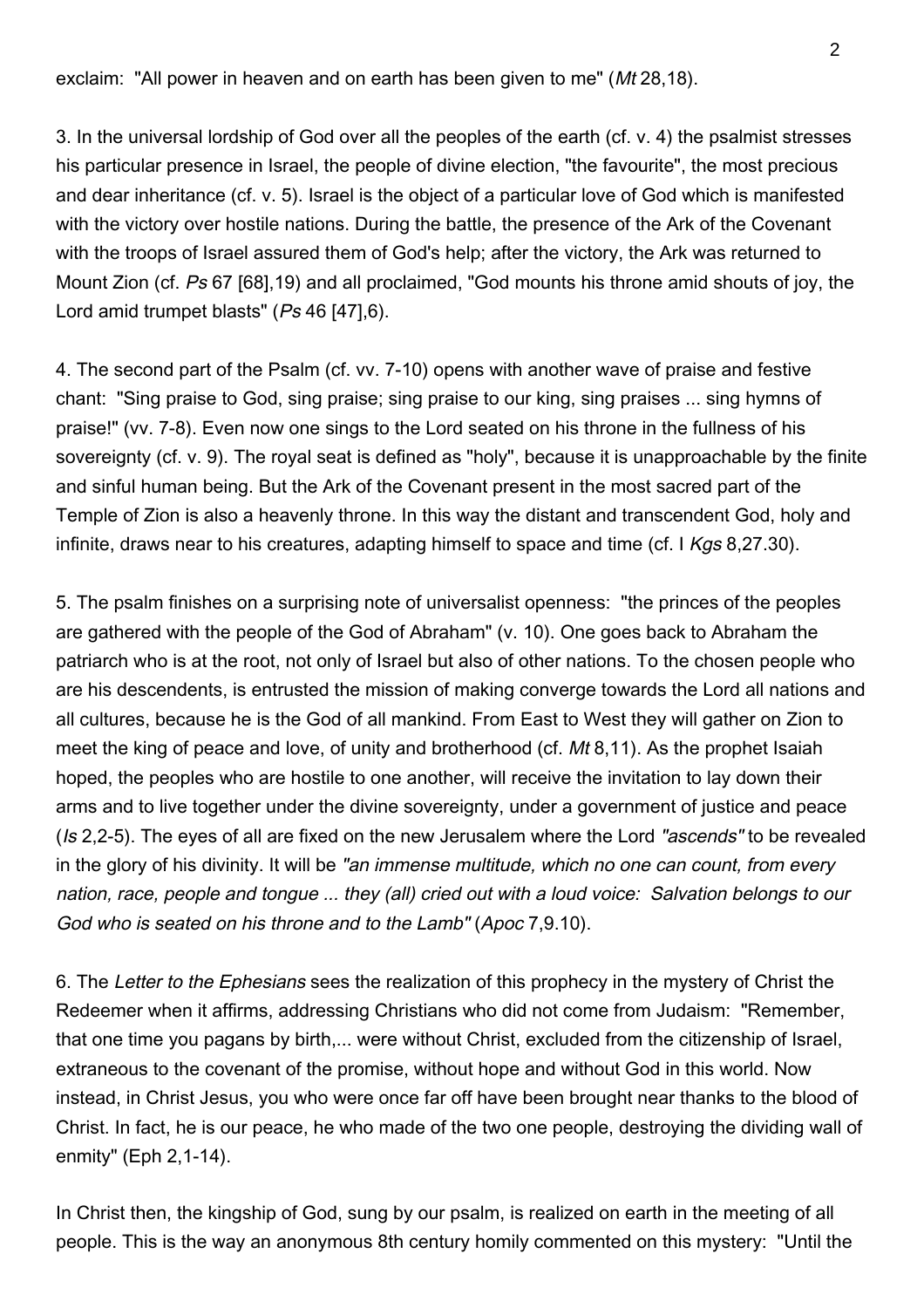exclaim: "All power in heaven and on earth has been given to me" (*Mt* 28,18).

3. In the universal lordship of God over all the peoples of the earth (cf. v. 4) the psalmist stresses his particular presence in Israel, the people of divine election, "the favourite", the most precious and dear inheritance (cf. v. 5). Israel is the object of a particular love of God which is manifested with the victory over hostile nations. During the battle, the presence of the Ark of the Covenant with the troops of Israel assured them of God's help; after the victory, the Ark was returned to Mount Zion (cf. *Ps* 67 [68],19) and all proclaimed, "God mounts his throne amid shouts of joy, the Lord amid trumpet blasts" (*Ps* 46 [47],6).

4. The second part of the Psalm (cf. vv. 7-10) opens with another wave of praise and festive chant: "Sing praise to God, sing praise; sing praise to our king, sing praises ... sing hymns of praise!" (vv. 7-8). Even now one sings to the Lord seated on his throne in the fullness of his sovereignty (cf. v. 9). The royal seat is defined as "holy", because it is unapproachable by the finite and sinful human being. But the Ark of the Covenant present in the most sacred part of the Temple of Zion is also a heavenly throne. In this way the distant and transcendent God, holy and infinite, draws near to his creatures, adapting himself to space and time (cf. I *Kgs* 8,27.30).

5. The psalm finishes on a surprising note of universalist openness: "the princes of the peoples are gathered with the people of the God of Abraham" (v. 10). One goes back to Abraham the patriarch who is at the root, not only of Israel but also of other nations. To the chosen people who are his descendents, is entrusted the mission of making converge towards the Lord all nations and all cultures, because he is the God of all mankind. From East to West they will gather on Zion to meet the king of peace and love, of unity and brotherhood (cf. *Mt* 8,11). As the prophet Isaiah hoped, the peoples who are hostile to one another, will receive the invitation to lay down their arms and to live together under the divine sovereignty, under a government of justice and peace (*Is* 2,2-5). The eyes of all are fixed on the new Jerusalem where the Lord *"ascends"* to be revealed in the glory of his divinity. It will be *"an immense multitude, which no one can count, from every nation, race, people and tongue ... they (all) cried out with a loud voice: Salvation belongs to our God who is seated on his throne and to the Lamb"* (*Apoc* 7,9.10).

6. The *Letter to the Ephesians* sees the realization of this prophecy in the mystery of Christ the Redeemer when it affirms, addressing Christians who did not come from Judaism: "Remember, that one time you pagans by birth,... were without Christ, excluded from the citizenship of Israel, extraneous to the covenant of the promise, without hope and without God in this world. Now instead, in Christ Jesus, you who were once far off have been brought near thanks to the blood of Christ. In fact, he is our peace, he who made of the two one people, destroying the dividing wall of enmity" (Eph 2,1-14).

In Christ then, the kingship of God, sung by our psalm, is realized on earth in the meeting of all people. This is the way an anonymous 8th century homily commented on this mystery: "Until the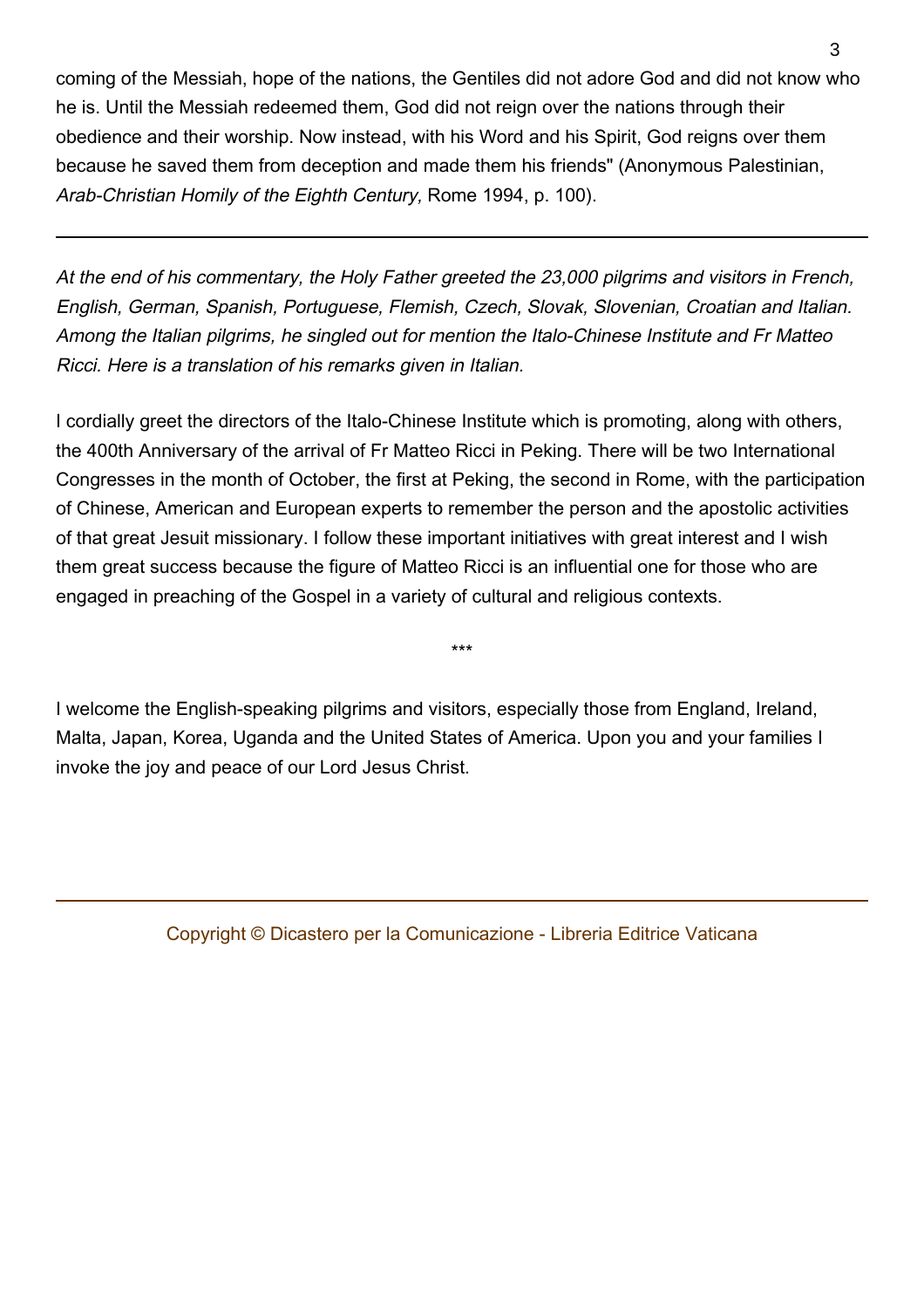coming of the Messiah, hope of the nations, the Gentiles did not adore God and did not know who he is. Until the Messiah redeemed them, God did not reign over the nations through their obedience and their worship. Now instead, with his Word and his Spirit, God reigns over them because he saved them from deception and made them his friends" (Anonymous Palestinian, *Arab-Christian Homily of the Eighth Century,* Rome 1994, p. 100).

---

*At the end of his commentary, the Holy Father greeted the 23,000 pilgrims and visitors in French, English, German, Spanish, Portuguese, Flemish, Czech, Slovak, Slovenian, Croatian and Italian. Among the Italian pilgrims, he singled out for mention the Italo-Chinese Institute and Fr Matteo Ricci. Here is a translation of his remarks given in Italian.*

I cordially greet the directors of the Italo-Chinese Institute which is promoting, along with others, the 400th Anniversary of the arrival of Fr Matteo Ricci in Peking. There will be two International Congresses in the month of October, the first at Peking, the second in Rome, with the participation of Chinese, American and European experts to remember the person and the apostolic activities of that great Jesuit missionary. I follow these important initiatives with great interest and I wish them great success because the figure of Matteo Ricci is an influential one for those who are engaged in preaching of the Gospel in a variety of cultural and religious contexts.

***

I welcome the English-speaking pilgrims and visitors, especially those from England, Ireland, Malta, Japan, Korea, Uganda and the United States of America. Upon you and your families I invoke the joy and peace of our Lord Jesus Christ.

---

Copyright © Dicastero per la Comunicazione - Libreria Editrice Vaticana